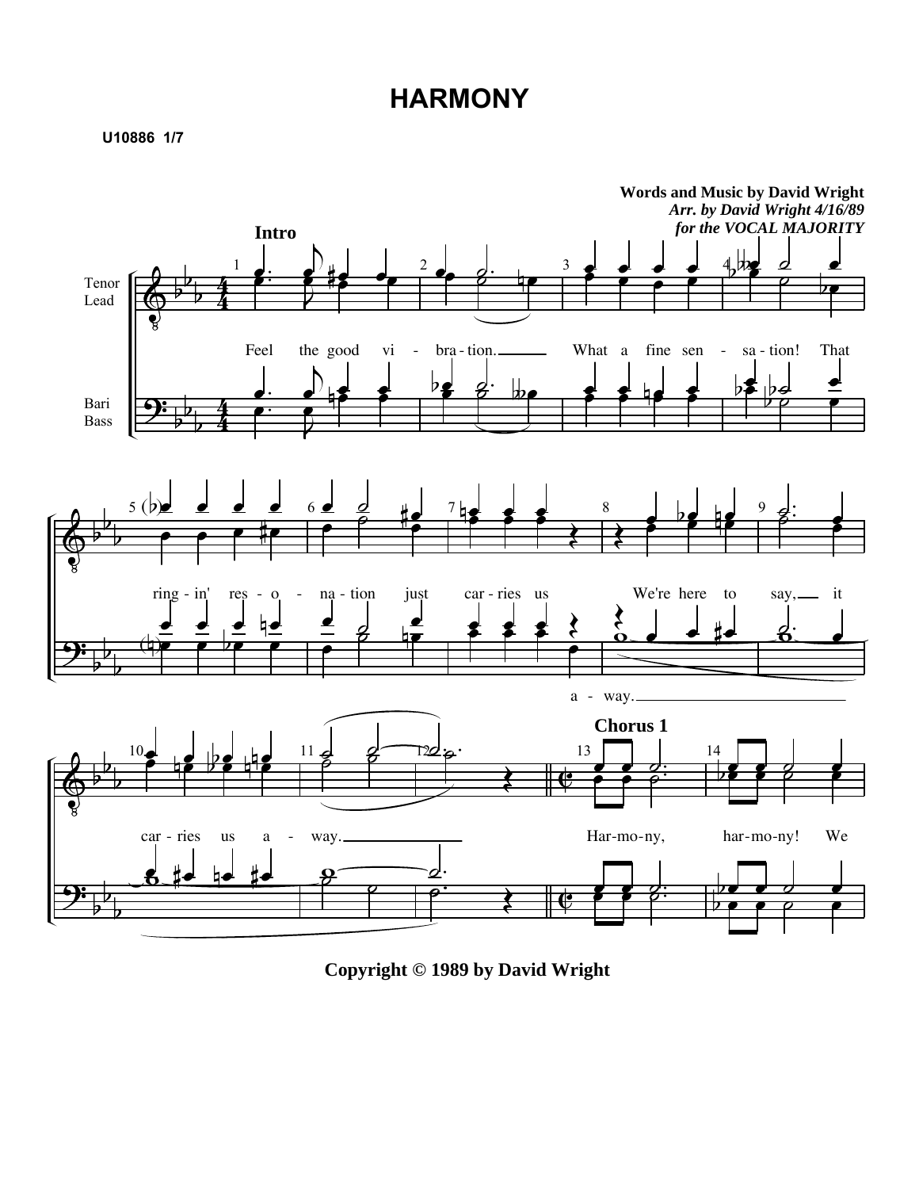# HARMONY

**U10886 1/7**

**Words and Music by David Wright**
***Arr. by David Wright 4/16/89***
***for the VOCAL MAJORITY***

**Intro**

Tenor / Lead
Bari / Bass

Feel the good vi - bra - tion. What a fine sen - sa - tion! That ring - in' res - o - na - tion just car - ries us We're here to say, it car - ries us a - way.

a - way.

**Chorus 1**

Har - mo - ny, har - mo - ny! We

**Copyright © 1989 by David Wright**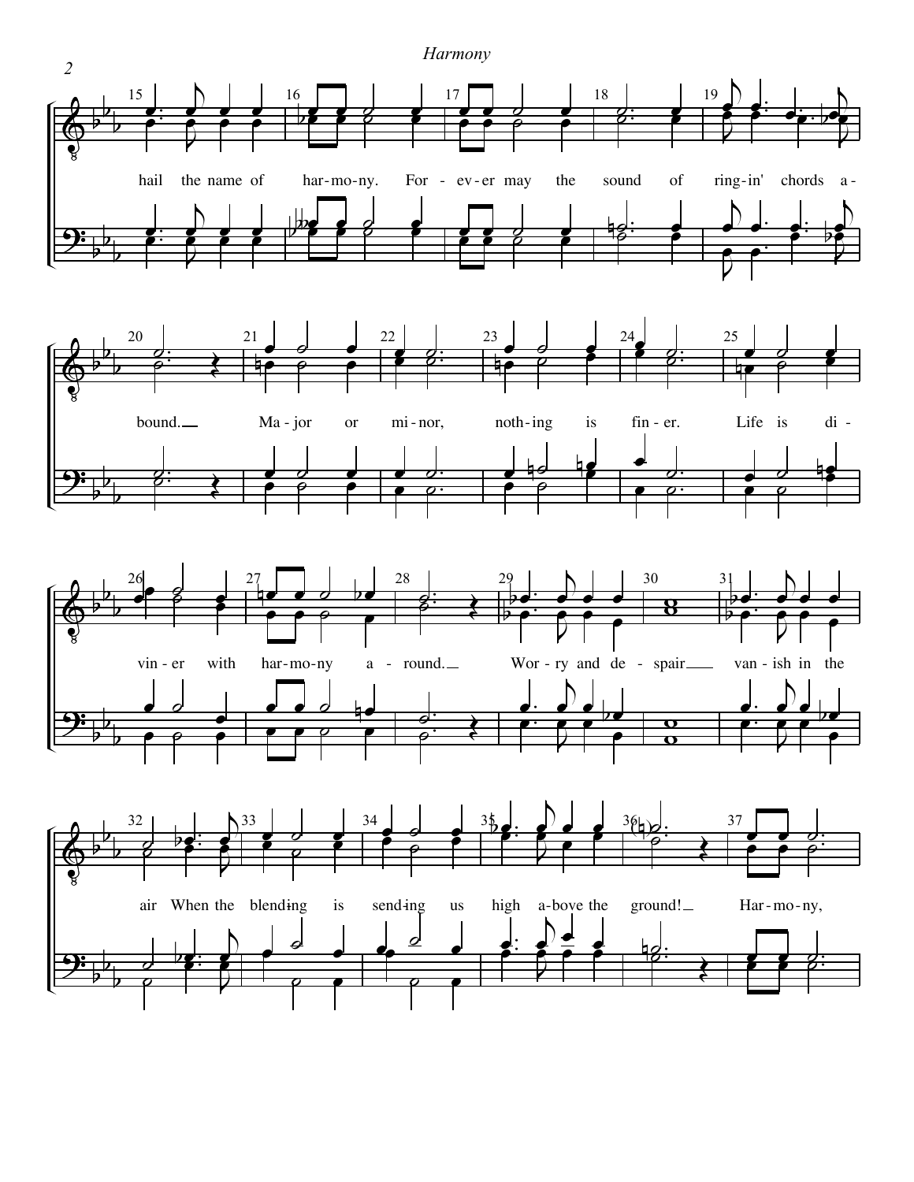*Harmony*

hail the name of har-mo-ny. For - ev - er may the sound of ring-in' chords a - bound. Ma - jor or mi - nor, noth - ing is fin - er. Life is di - vin - er with har-mo-ny a - round. Wor - ry and de - spair van - ish in the air When the blend-ing is send-ing us high a-bove the ground! Har-mo-ny,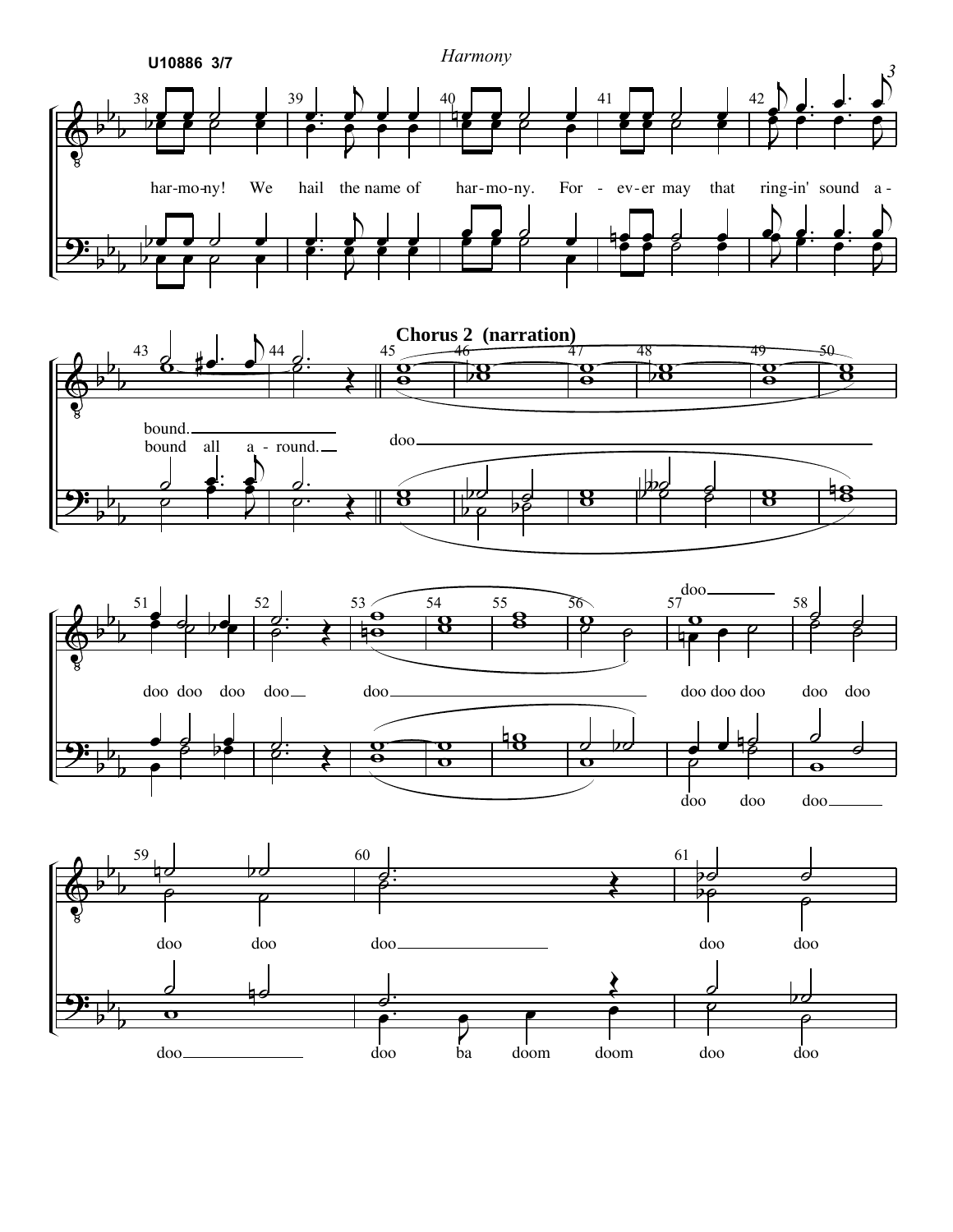## Chorus 2 (narration)

38 harmony! We hail the name of harmony. For - ev - er may that ring-in' sound a -

43 bound. bound all a - round.

45 doo

51 doo doo doo doo doo

57 doo doo doo doo doo

doo doo doo

59 doo doo doo doo doo

doo doo ba doom doom doo doo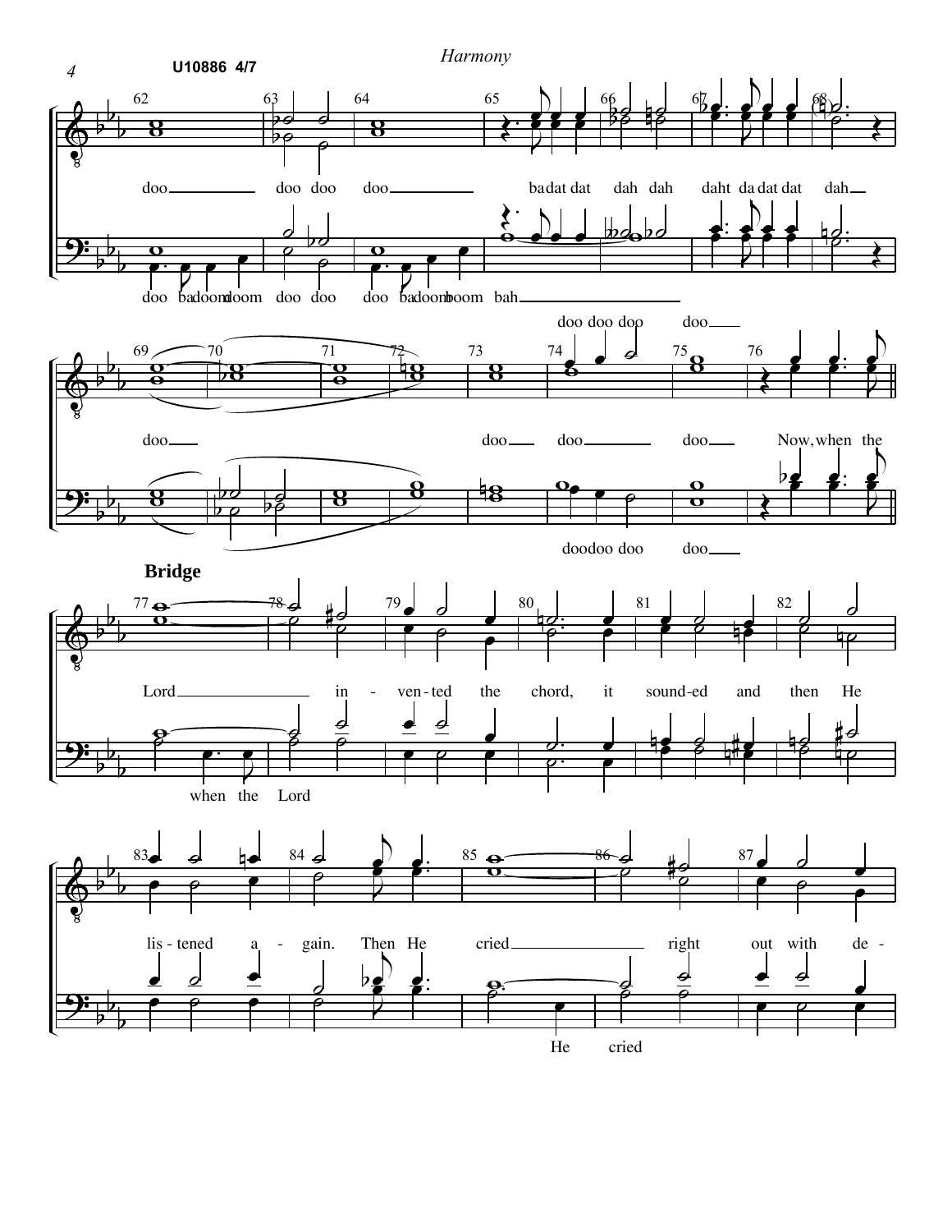*Harmony*

**Bridge**

doo doo doo doo badat dat dah dah daht da dat dat dah

doo ba doom doom doo doo doo ba doom boom bah

doo doo doo doo

doo doo doo doo Now, when the

doodoo doo doo

Lord in - ven - ted the chord, it sound - ed and then He

when the Lord

lis - tened a - gain. Then He cried right out with de -

He cried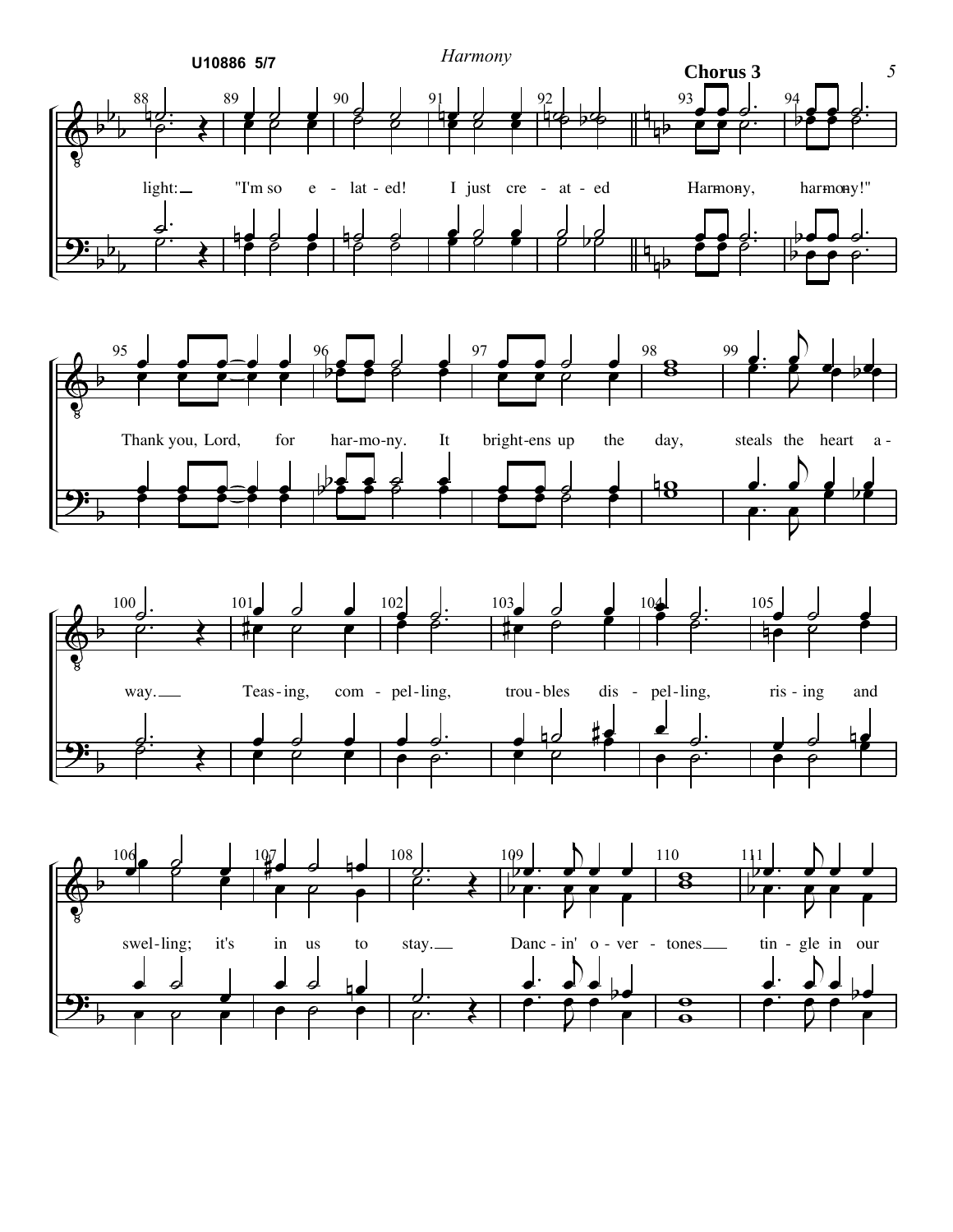## Chorus 3

light: "I'm so e - lat - ed! I just cre - at - ed Har-mo-ny, har-mo-ny!"

Thank you, Lord, for har-mo-ny. It bright-ens up the day, steals the heart a - way.

Teas - ing, com - pel - ling, trou - bles dis - pel - ling, ris - ing and

swel - ling; it's in us to stay. Danc - in' o - ver - tones tin - gle in our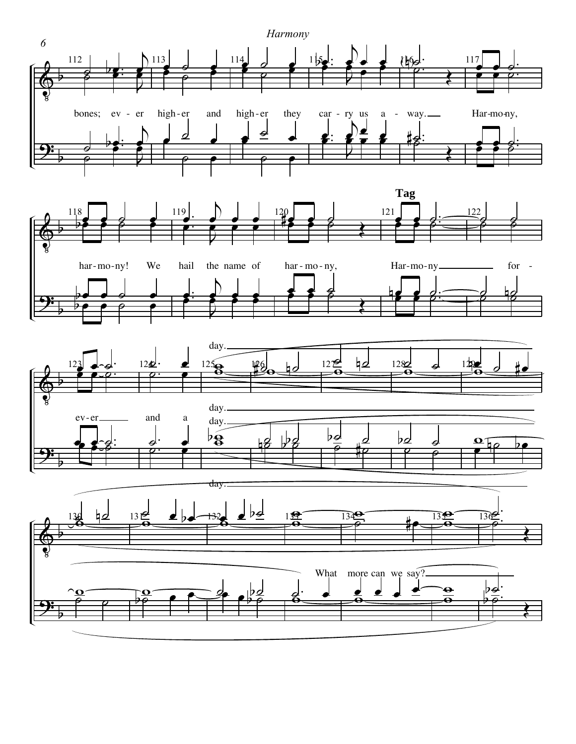*Harmony*

bones; ev - er high - er and high - er they car - ry us a - way. Har - mo - ny,

har - mo - ny! We hail the name of har - mo - ny,

**Tag**

Har - mo - ny for -

ev - er and a day.

day.

day.

day.

What more can we say?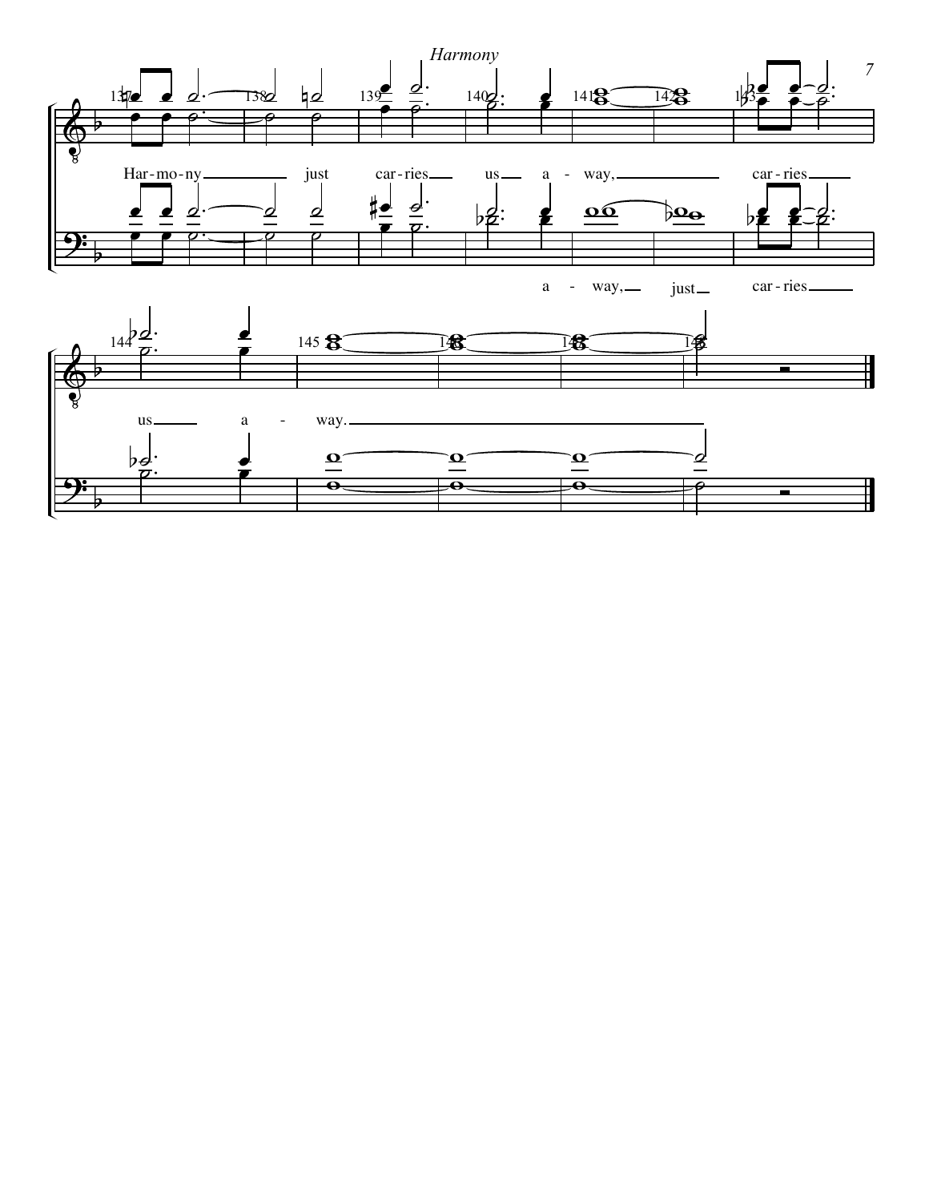*Harmony*

Har-mo-ny just car-ries us a - way, car-ries

a - way, just car-ries

us a - way.